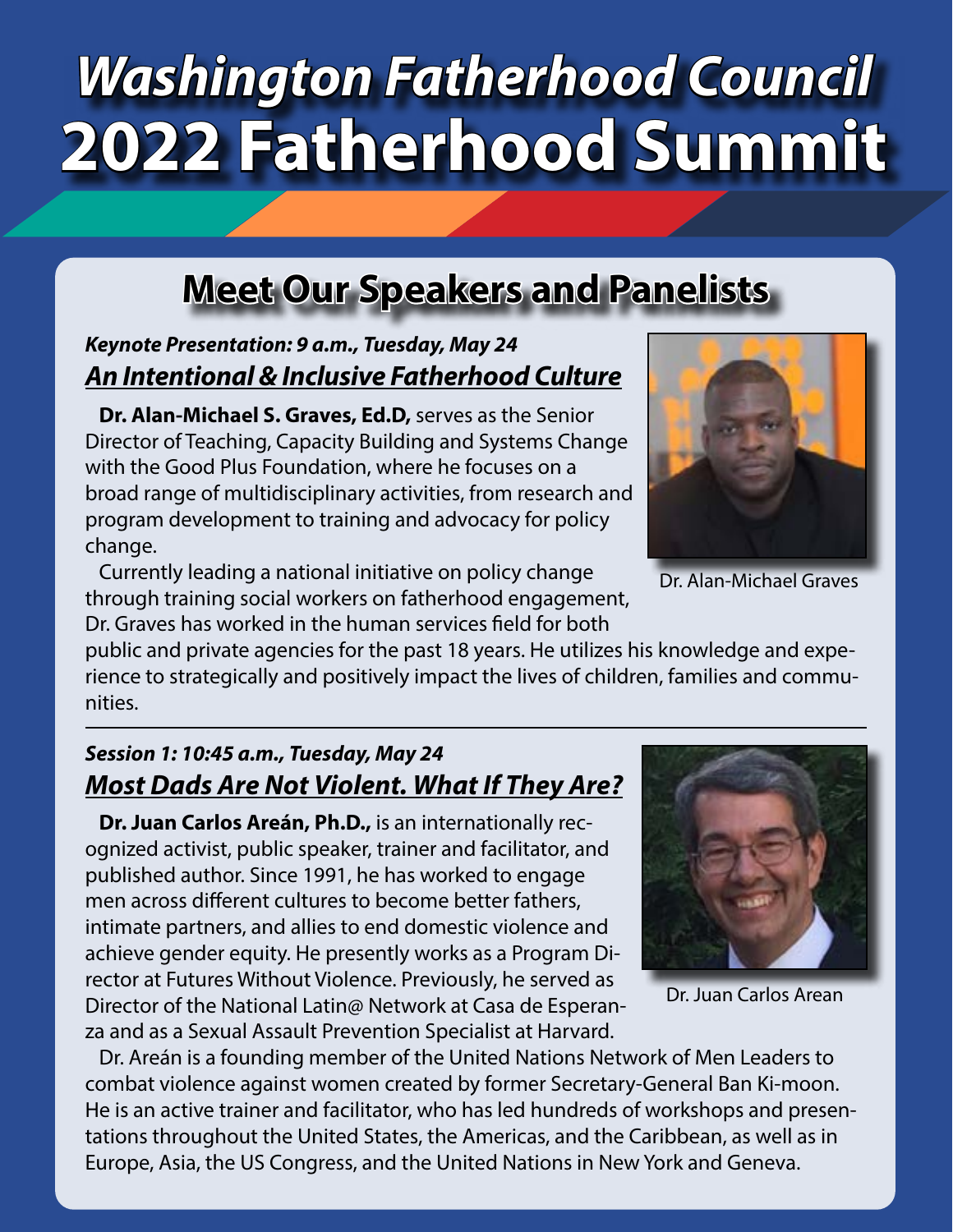# *Washington Fatherhood Council*
# 2022 Fatherhood Summit

## Meet Our Speakers and Panelists

***Keynote Presentation: 9 a.m., Tuesday, May 24***

### ***An Intentional & Inclusive Fatherhood Culture***

**Dr. Alan-Michael S. Graves, Ed.D,** serves as the Senior Director of Teaching, Capacity Building and Systems Change with the Good Plus Foundation, where he focuses on a broad range of multidisciplinary activities, from research and program development to training and advocacy for policy change.

Currently leading a national initiative on policy change through training social workers on fatherhood engagement, Dr. Graves has worked in the human services field for both public and private agencies for the past 18 years. He utilizes his knowledge and experience to strategically and positively impact the lives of children, families and communities.

Dr. Alan-Michael Graves

---

***Session 1: 10:45 a.m., Tuesday, May 24***

### ***Most Dads Are Not Violent. What If They Are?***

**Dr. Juan Carlos Areán, Ph.D.,** is an internationally recognized activist, public speaker, trainer and facilitator, and published author. Since 1991, he has worked to engage men across different cultures to become better fathers, intimate partners, and allies to end domestic violence and achieve gender equity. He presently works as a Program Director at Futures Without Violence. Previously, he served as Director of the National Latin@ Network at Casa de Esperanza and as a Sexual Assault Prevention Specialist at Harvard.

Dr. Areán is a founding member of the United Nations Network of Men Leaders to combat violence against women created by former Secretary-General Ban Ki-moon. He is an active trainer and facilitator, who has led hundreds of workshops and presentations throughout the United States, the Americas, and the Caribbean, as well as in Europe, Asia, the US Congress, and the United Nations in New York and Geneva.

Dr. Juan Carlos Arean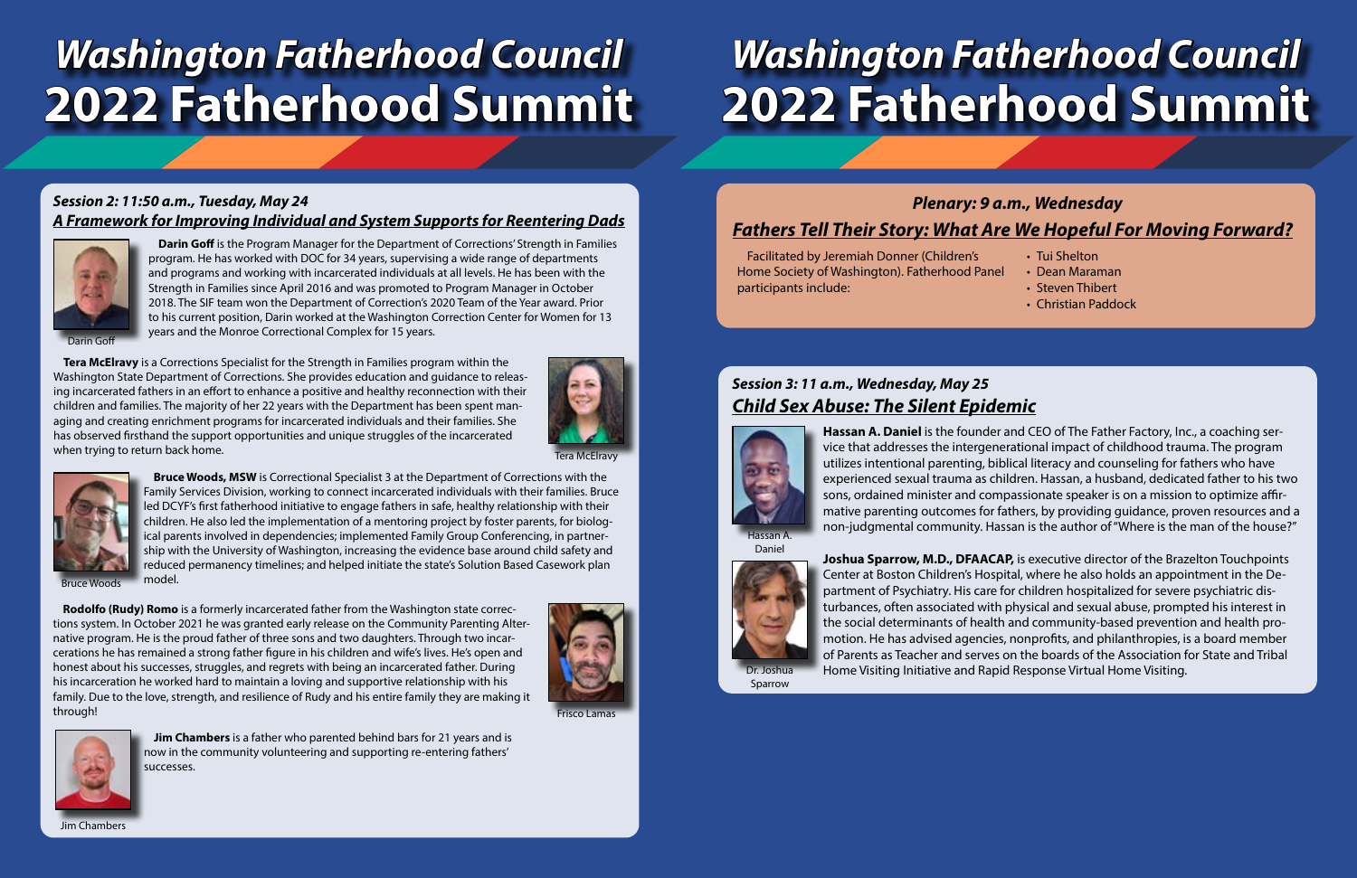# Washington Fatherhood Council
# 2022 Fatherhood Summit

### *Session 2: 11:50 a.m., Tuesday, May 24*

### ***A Framework for Improving Individual and System Supports for Reentering Dads***

Darin Goff

**Darin Goff** is the Program Manager for the Department of Corrections' Strength in Families program. He has worked with DOC for 34 years, supervising a wide range of departments and programs and working with incarcerated individuals at all levels. He has been with the Strength in Families since April 2016 and was promoted to Program Manager in October 2018. The SIF team won the Department of Correction's 2020 Team of the Year award. Prior to his current position, Darin worked at the Washington Correction Center for Women for 13 years and the Monroe Correctional Complex for 15 years.

**Tera McElravy** is a Corrections Specialist for the Strength in Families program within the Washington State Department of Corrections. She provides education and guidance to releasing incarcerated fathers in an effort to enhance a positive and healthy reconnection with their children and families. The majority of her 22 years with the Department has been spent managing and creating enrichment programs for incarcerated individuals and their families. She has observed firsthand the support opportunities and unique struggles of the incarcerated when trying to return back home.

Tera McElravy

Bruce Woods

**Bruce Woods, MSW** is Correctional Specialist 3 at the Department of Corrections with the Family Services Division, working to connect incarcerated individuals with their families. Bruce led DCYF's first fatherhood initiative to engage fathers in safe, healthy relationship with their children. He also led the implementation of a mentoring project by foster parents, for biological parents involved in dependencies; implemented Family Group Conferencing, in partnership with the University of Washington, increasing the evidence base around child safety and reduced permanency timelines; and helped initiate the state's Solution Based Casework plan model.

**Rodolfo (Rudy) Romo** is a formerly incarcerated father from the Washington state corrections system. In October 2021 he was granted early release on the Community Parenting Alternative program. He is the proud father of three sons and two daughters. Through two incarcerations he has remained a strong father figure in his children and wife's lives. He's open and honest about his successes, struggles, and regrets with being an incarcerated father. During his incarceration he worked hard to maintain a loving and supportive relationship with his family. Due to the love, strength, and resilience of Rudy and his entire family they are making it through!

Frisco Lamas

**Jim Chambers** is a father who parented behind bars for 21 years and is now in the community volunteering and supporting re-entering fathers' successes.

Jim Chambers

# Washington Fatherhood Council
# 2022 Fatherhood Summit

### *Plenary: 9 a.m., Wednesday*

### ***Fathers Tell Their Story: What Are We Hopeful For Moving Forward?***

Facilitated by Jeremiah Donner (Children's Home Society of Washington). Fatherhood Panel participants include:

- Tui Shelton
- Dean Maraman
- Steven Thibert
- Christian Paddock

### *Session 3: 11 a.m., Wednesday, May 25*

### ***Child Sex Abuse: The Silent Epidemic***

Hassan A. Daniel

**Hassan A. Daniel** is the founder and CEO of The Father Factory, Inc., a coaching service that addresses the intergenerational impact of childhood trauma. The program utilizes intentional parenting, biblical literacy and counseling for fathers who have experienced sexual trauma as children. Hassan, a husband, dedicated father to his two sons, ordained minister and compassionate speaker is on a mission to optimize affirmative parenting outcomes for fathers, by providing guidance, proven resources and a non-judgmental community. Hassan is the author of "Where is the man of the house?"

Dr. Joshua Sparrow

**Joshua Sparrow, M.D., DFAACAP,** is executive director of the Brazelton Touchpoints Center at Boston Children's Hospital, where he also holds an appointment in the Department of Psychiatry. His care for children hospitalized for severe psychiatric disturbances, often associated with physical and sexual abuse, prompted his interest in the social determinants of health and community-based prevention and health promotion. He has advised agencies, nonprofits, and philanthropies, is a board member of Parents as Teacher and serves on the boards of the Association for State and Tribal Home Visiting Initiative and Rapid Response Virtual Home Visiting.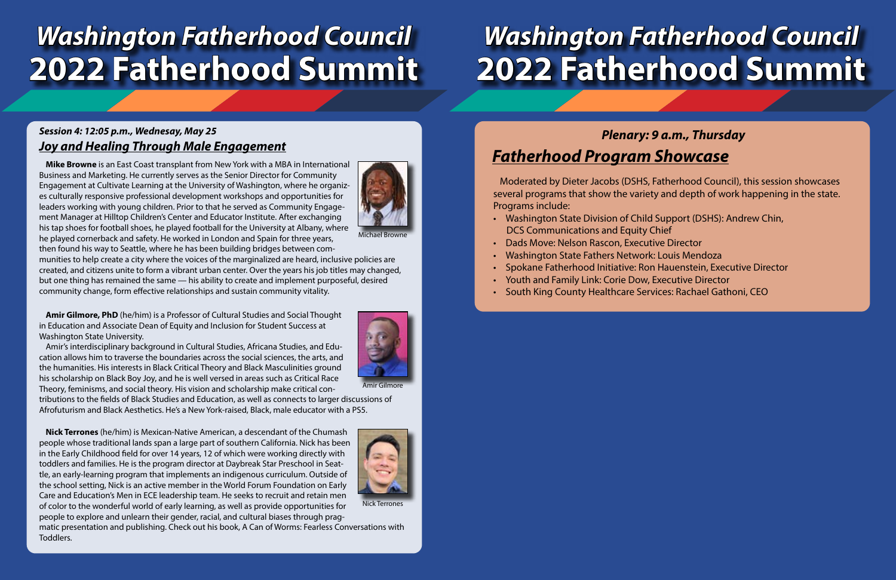# Washington Fatherhood Council
# 2022 Fatherhood Summit

*Session 4: 12:05 p.m., Wednesay, May 25*

## *Joy and Healing Through Male Engagement*

**Mike Browne** is an East Coast transplant from New York with a MBA in International Business and Marketing. He currently serves as the Senior Director for Community Engagement at Cultivate Learning at the University of Washington, where he organizes culturally responsive professional development workshops and opportunities for leaders working with young children. Prior to that he served as Community Engagement Manager at Hilltop Children's Center and Educator Institute. After exchanging his tap shoes for football shoes, he played football for the University at Albany, where he played cornerback and safety. He worked in London and Spain for three years, then found his way to Seattle, where he has been building bridges between communities to help create a city where the voices of the marginalized are heard, inclusive policies are created, and citizens unite to form a vibrant urban center. Over the years his job titles may changed, but one thing has remained the same — his ability to create and implement purposeful, desired community change, form effective relationships and sustain community vitality.

Michael Browne

**Amir Gilmore, PhD** (he/him) is a Professor of Cultural Studies and Social Thought in Education and Associate Dean of Equity and Inclusion for Student Success at Washington State University.

Amir's interdisciplinary background in Cultural Studies, Africana Studies, and Education allows him to traverse the boundaries across the social sciences, the arts, and the humanities. His interests in Black Critical Theory and Black Masculinities ground his scholarship on Black Boy Joy, and he is well versed in areas such as Critical Race Theory, feminisms, and social theory. His vision and scholarship make critical contributions to the fields of Black Studies and Education, as well as connects to larger discussions of Afrofuturism and Black Aesthetics. He's a New York-raised, Black, male educator with a PS5.

Amir Gilmore

**Nick Terrones** (he/him) is Mexican-Native American, a descendant of the Chumash people whose traditional lands span a large part of southern California. Nick has been in the Early Childhood field for over 14 years, 12 of which were working directly with toddlers and families. He is the program director at Daybreak Star Preschool in Seattle, an early-learning program that implements an indigenous curriculum. Outside of the school setting, Nick is an active member in the World Forum Foundation on Early Care and Education's Men in ECE leadership team. He seeks to recruit and retain men of color to the wonderful world of early learning, as well as provide opportunities for people to explore and unlearn their gender, racial, and cultural biases through pragmatic presentation and publishing. Check out his book, A Can of Worms: Fearless Conversations with Toddlers.

Nick Terrones

# Washington Fatherhood Council
# 2022 Fatherhood Summit

*Plenary: 9 a.m., Thursday*

## *Fatherhood Program Showcase*

Moderated by Dieter Jacobs (DSHS, Fatherhood Council), this session showcases several programs that show the variety and depth of work happening in the state. Programs include:

- Washington State Division of Child Support (DSHS): Andrew Chin, DCS Communications and Equity Chief
- Dads Move: Nelson Rascon, Executive Director
- Washington State Fathers Network: Louis Mendoza
- Spokane Fatherhood Initiative: Ron Hauenstein, Executive Director
- Youth and Family Link: Corie Dow, Executive Director
- South King County Healthcare Services: Rachael Gathoni, CEO